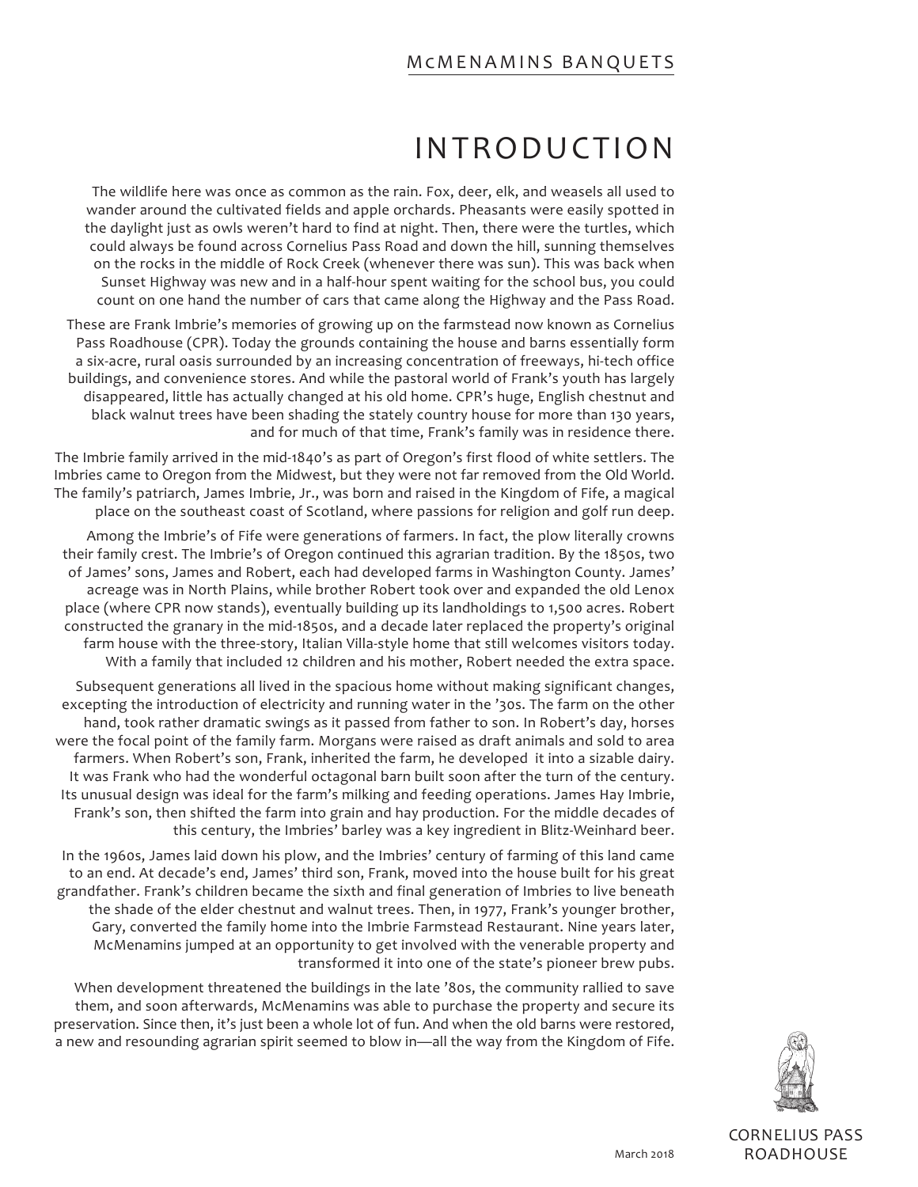# INTRODUCTION

The wildlife here was once as common as the rain. Fox, deer, elk, and weasels all used to wander around the cultivated fields and apple orchards. Pheasants were easily spotted in the daylight just as owls weren't hard to find at night. Then, there were the turtles, which could always be found across Cornelius Pass Road and down the hill, sunning themselves on the rocks in the middle of Rock Creek (whenever there was sun). This was back when Sunset Highway was new and in a half-hour spent waiting for the school bus, you could count on one hand the number of cars that came along the Highway and the Pass Road.

These are Frank Imbrie's memories of growing up on the farmstead now known as Cornelius Pass Roadhouse (CPR). Today the grounds containing the house and barns essentially form a six-acre, rural oasis surrounded by an increasing concentration of freeways, hi-tech office buildings, and convenience stores. And while the pastoral world of Frank's youth has largely disappeared, little has actually changed at his old home. CPR's huge, English chestnut and black walnut trees have been shading the stately country house for more than 130 years, and for much of that time, Frank's family was in residence there.

The Imbrie family arrived in the mid-1840's as part of Oregon's first flood of white settlers. The Imbries came to Oregon from the Midwest, but they were not far removed from the Old World. The family's patriarch, James Imbrie, Jr., was born and raised in the Kingdom of Fife, a magical place on the southeast coast of Scotland, where passions for religion and golf run deep.

Among the Imbrie's of Fife were generations of farmers. In fact, the plow literally crowns their family crest. The Imbrie's of Oregon continued this agrarian tradition. By the 1850s, two of James' sons, James and Robert, each had developed farms in Washington County. James' acreage was in North Plains, while brother Robert took over and expanded the old Lenox place (where CPR now stands), eventually building up its landholdings to 1,500 acres. Robert constructed the granary in the mid-1850s, and a decade later replaced the property's original farm house with the three-story, Italian Villa-style home that still welcomes visitors today. With a family that included 12 children and his mother, Robert needed the extra space.

Subsequent generations all lived in the spacious home without making significant changes, excepting the introduction of electricity and running water in the '30s. The farm on the other hand, took rather dramatic swings as it passed from father to son. In Robert's day, horses were the focal point of the family farm. Morgans were raised as draft animals and sold to area farmers. When Robert's son, Frank, inherited the farm, he developed it into a sizable dairy. It was Frank who had the wonderful octagonal barn built soon after the turn of the century. Its unusual design was ideal for the farm's milking and feeding operations. James Hay Imbrie, Frank's son, then shifted the farm into grain and hay production. For the middle decades of this century, the Imbries' barley was a key ingredient in Blitz-Weinhard beer.

In the 1960s, James laid down his plow, and the Imbries' century of farming of this land came to an end. At decade's end, James' third son, Frank, moved into the house built for his great grandfather. Frank's children became the sixth and final generation of Imbries to live beneath the shade of the elder chestnut and walnut trees. Then, in 1977, Frank's younger brother, Gary, converted the family home into the Imbrie Farmstead Restaurant. Nine years later, McMenamins jumped at an opportunity to get involved with the venerable property and transformed it into one of the state's pioneer brew pubs.

When development threatened the buildings in the late '80s, the community rallied to save them, and soon afterwards, McMenamins was able to purchase the property and secure its preservation. Since then, it's just became a whole lot of fun. And when the old barns were restored, a new and resounding agrarian spirit seemed to blow in—all the way from the Kingdom of Fife.

March 2018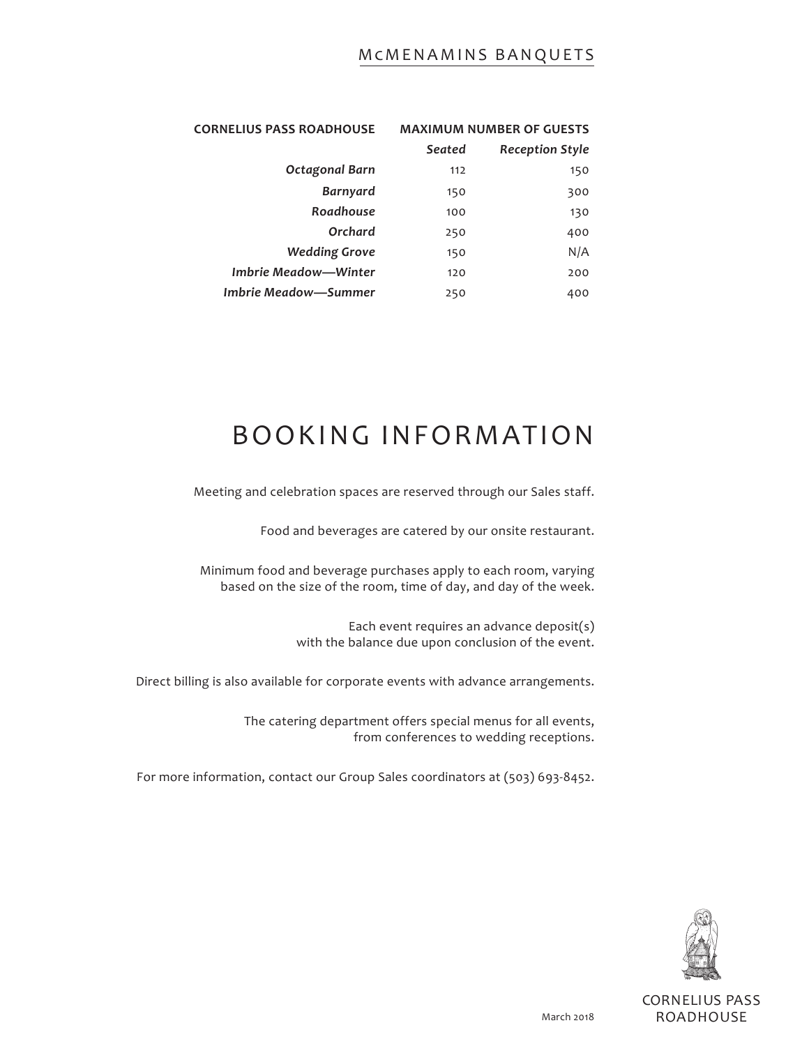| CORNELIUS PASS ROADHOUSE | MAXIMUM NUMBER OF GUESTS | |
|---|---|---|
| | *Seated* | *Reception Style* |
| *Octagonal Barn* | 112 | 150 |
| *Barnyard* | 150 | 300 |
| *Roadhouse* | 100 | 130 |
| *Orchard* | 250 | 400 |
| *Wedding Grove* | 150 | N/A |
| *Imbrie Meadow—Winter* | 120 | 200 |
| *Imbrie Meadow—Summer* | 250 | 400 |

# BOOKING INFORMATION

Meeting and celebration spaces are reserved through our Sales staff.

Food and beverages are catered by our onsite restaurant.

Minimum food and beverage purchases apply to each room, varying based on the size of the room, time of day, and day of the week.

Each event requires an advance deposit(s) with the balance due upon conclusion of the event.

Direct billing is also available for corporate events with advance arrangements.

The catering department offers special menus for all events, from conferences to wedding receptions.

For more information, contact our Group Sales coordinators at (503) 693-8452.

March 2018

CORNELIUS PASS ROADHOUSE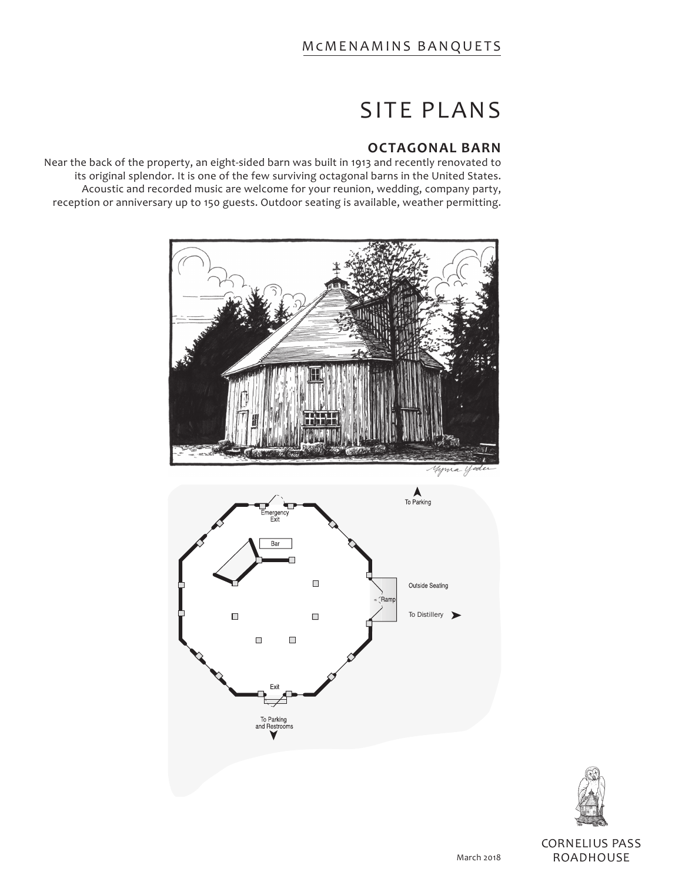# SITE PLANS

## OCTAGONAL BARN

Near the back of the property, an eight-sided barn was built in 1913 and recently renovated to its original splendor. It is one of the few surviving octagonal barns in the United States. Acoustic and recorded music are welcome for your reunion, wedding, company party, reception or anniversary up to 150 guests. Outdoor seating is available, weather permitting.

Emergency Exit

Bar

To Parking

Outside Seating

Ramp

To Distillery

Exit

To Parking and Restrooms

CORNELIUS PASS ROADHOUSE

March 2018